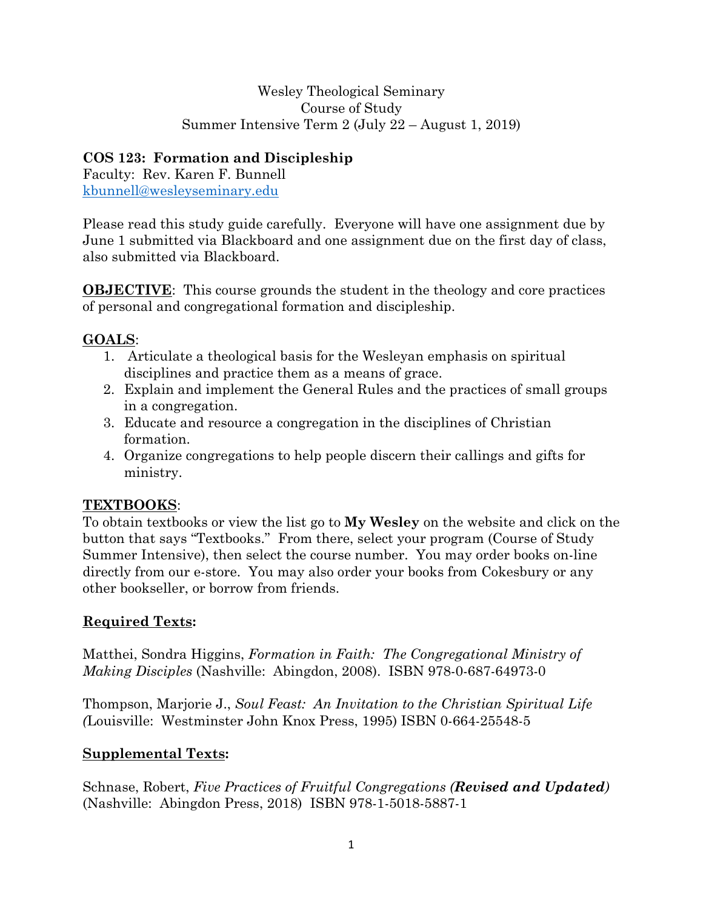Wesley Theological Seminary
Course of Study
Summer Intensive Term 2 (July 22 – August 1, 2019)

**COS 123: Formation and Discipleship**
Faculty: Rev. Karen F. Bunnell
kbunnell@wesleyseminary.edu

Please read this study guide carefully. Everyone will have one assignment due by June 1 submitted via Blackboard and one assignment due on the first day of class, also submitted via Blackboard.

**OBJECTIVE**: This course grounds the student in the theology and core practices of personal and congregational formation and discipleship.

**GOALS**:

1. Articulate a theological basis for the Wesleyan emphasis on spiritual disciplines and practice them as a means of grace.
2. Explain and implement the General Rules and the practices of small groups in a congregation.
3. Educate and resource a congregation in the disciplines of Christian formation.
4. Organize congregations to help people discern their callings and gifts for ministry.

**TEXTBOOKS**:
To obtain textbooks or view the list go to **My Wesley** on the website and click on the button that says "Textbooks." From there, select your program (Course of Study Summer Intensive), then select the course number. You may order books on-line directly from our e-store. You may also order your books from Cokesbury or any other bookseller, or borrow from friends.

**Required Texts:**

Matthei, Sondra Higgins, *Formation in Faith: The Congregational Ministry of Making Disciples* (Nashville: Abingdon, 2008). ISBN 978-0-687-64973-0

Thompson, Marjorie J., *Soul Feast: An Invitation to the Christian Spiritual Life* (Louisville: Westminster John Knox Press, 1995) ISBN 0-664-25548-5

**Supplemental Texts:**

Schnase, Robert, *Five Practices of Fruitful Congregations* ***(Revised and Updated)*** (Nashville: Abingdon Press, 2018) ISBN 978-1-5018-5887-1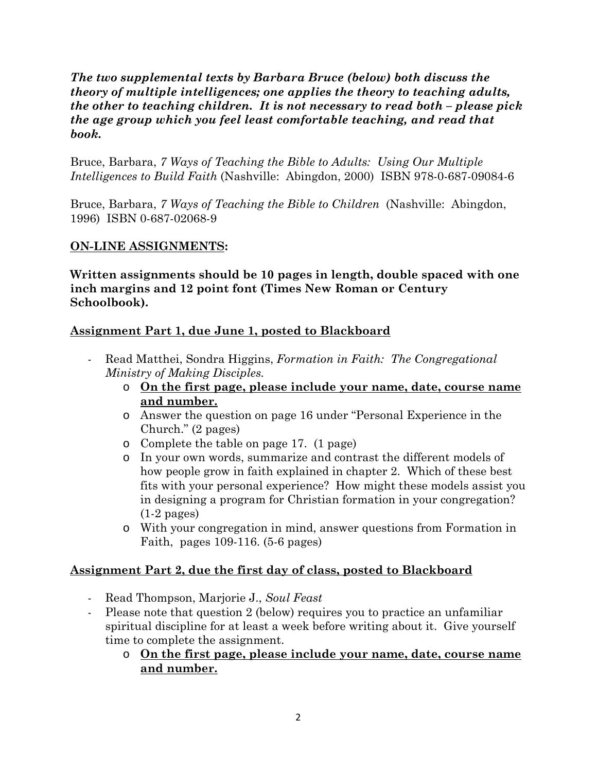***The two supplemental texts by Barbara Bruce (below) both discuss the theory of multiple intelligences; one applies the theory to teaching adults, the other to teaching children. It is not necessary to read both – please pick the age group which you feel least comfortable teaching, and read that book.***

Bruce, Barbara, *7 Ways of Teaching the Bible to Adults: Using Our Multiple Intelligences to Build Faith* (Nashville: Abingdon, 2000) ISBN 978-0-687-09084-6

Bruce, Barbara, *7 Ways of Teaching the Bible to Children* (Nashville: Abingdon, 1996) ISBN 0-687-02068-9

**<u>ON-LINE ASSIGNMENTS</u>:**

**Written assignments should be 10 pages in length, double spaced with one inch margins and 12 point font (Times New Roman or Century Schoolbook).**

**<u>Assignment Part 1, due June 1, posted to Blackboard</u>**

- Read Matthei, Sondra Higgins, *Formation in Faith: The Congregational Ministry of Making Disciples.*
  - **<u>On the first page, please include your name, date, course name and number.</u>**
  - Answer the question on page 16 under "Personal Experience in the Church." (2 pages)
  - Complete the table on page 17. (1 page)
  - In your own words, summarize and contrast the different models of how people grow in faith explained in chapter 2. Which of these best fits with your personal experience? How might these models assist you in designing a program for Christian formation in your congregation? (1-2 pages)
  - With your congregation in mind, answer questions from Formation in Faith, pages 109-116. (5-6 pages)

**<u>Assignment Part 2, due the first day of class, posted to Blackboard</u>**

- Read Thompson, Marjorie J., *Soul Feast*
- Please note that question 2 (below) requires you to practice an unfamiliar spiritual discipline for at least a week before writing about it. Give yourself time to complete the assignment.
  - **<u>On the first page, please include your name, date, course name and number.</u>**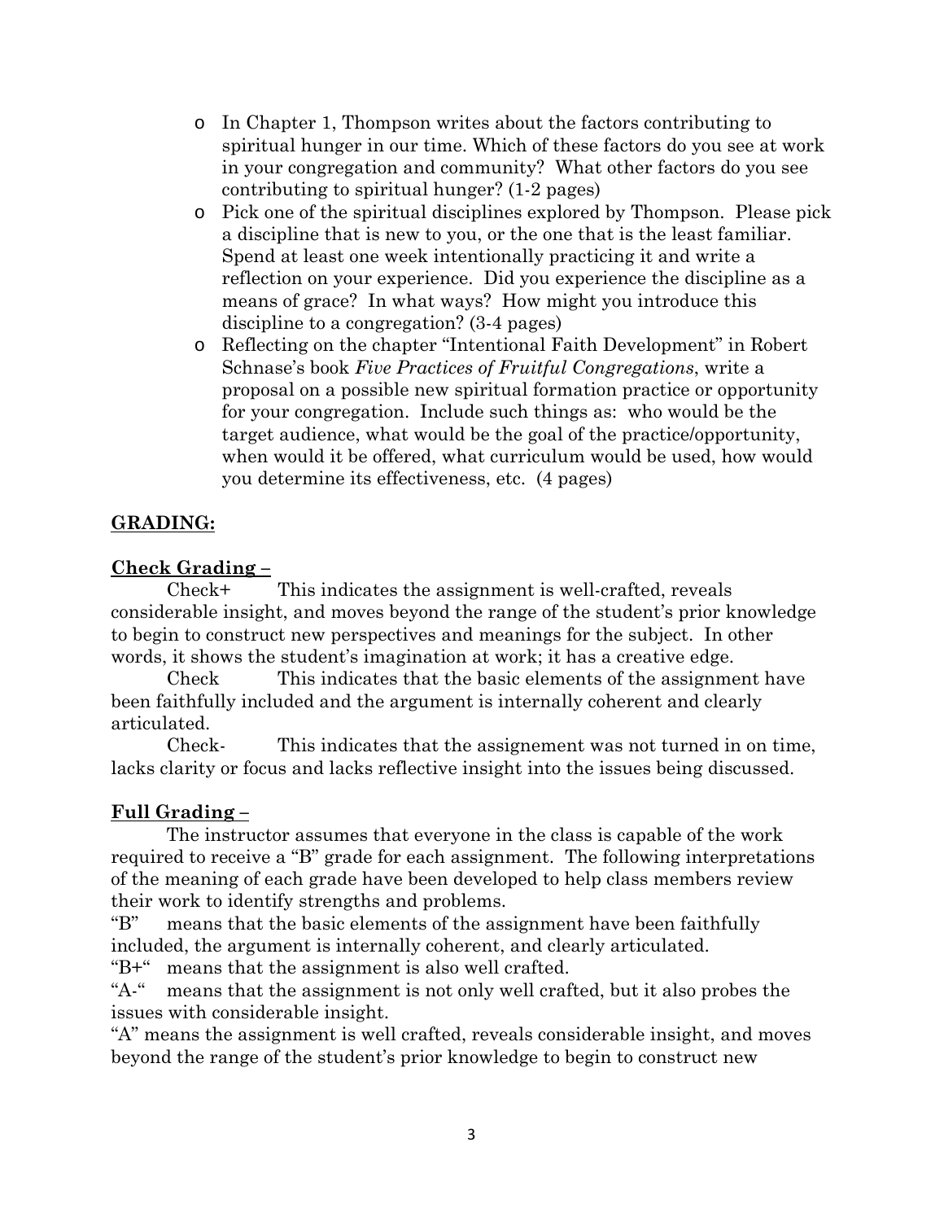- In Chapter 1, Thompson writes about the factors contributing to spiritual hunger in our time. Which of these factors do you see at work in your congregation and community? What other factors do you see contributing to spiritual hunger? (1-2 pages)
- Pick one of the spiritual disciplines explored by Thompson. Please pick a discipline that is new to you, or the one that is the least familiar. Spend at least one week intentionally practicing it and write a reflection on your experience. Did you experience the discipline as a means of grace? In what ways? How might you introduce this discipline to a congregation? (3-4 pages)
- Reflecting on the chapter "Intentional Faith Development" in Robert Schnase's book *Five Practices of Fruitful Congregations*, write a proposal on a possible new spiritual formation practice or opportunity for your congregation. Include such things as: who would be the target audience, what would be the goal of the practice/opportunity, when would it be offered, what curriculum would be used, how would you determine its effectiveness, etc. (4 pages)

**GRADING:**

**Check Grading –**

Check+ This indicates the assignment is well-crafted, reveals considerable insight, and moves beyond the range of the student's prior knowledge to begin to construct new perspectives and meanings for the subject. In other words, it shows the student's imagination at work; it has a creative edge.

Check This indicates that the basic elements of the assignment have been faithfully included and the argument is internally coherent and clearly articulated.

Check- This indicates that the assignement was not turned in on time, lacks clarity or focus and lacks reflective insight into the issues being discussed.

**Full Grading –**

The instructor assumes that everyone in the class is capable of the work required to receive a "B" grade for each assignment. The following interpretations of the meaning of each grade have been developed to help class members review their work to identify strengths and problems.

"B" means that the basic elements of the assignment have been faithfully included, the argument is internally coherent, and clearly articulated.

"B+" means that the assignment is also well crafted.

"A-" means that the assignment is not only well crafted, but it also probes the issues with considerable insight.

"A" means the assignment is well crafted, reveals considerable insight, and moves beyond the range of the student's prior knowledge to begin to construct new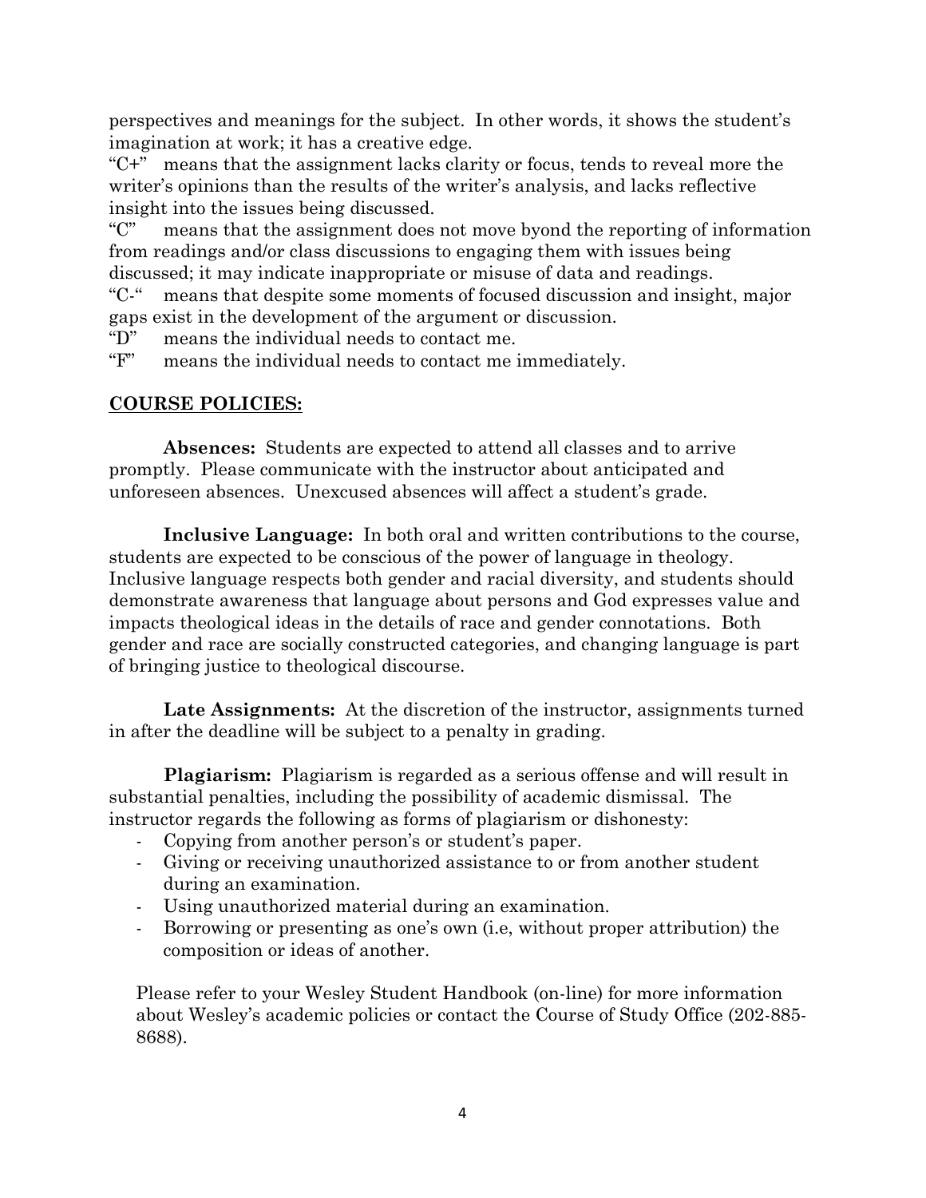perspectives and meanings for the subject. In other words, it shows the student's imagination at work; it has a creative edge.

"C+" means that the assignment lacks clarity or focus, tends to reveal more the writer's opinions than the results of the writer's analysis, and lacks reflective insight into the issues being discussed.

"C" means that the assignment does not move byond the reporting of information from readings and/or class discussions to engaging them with issues being discussed; it may indicate inappropriate or misuse of data and readings.

"C-" means that despite some moments of focused discussion and insight, major gaps exist in the development of the argument or discussion.

"D" means the individual needs to contact me.

"F" means the individual needs to contact me immediately.

## COURSE POLICIES:

**Absences:** Students are expected to attend all classes and to arrive promptly. Please communicate with the instructor about anticipated and unforeseen absences. Unexcused absences will affect a student's grade.

**Inclusive Language:** In both oral and written contributions to the course, students are expected to be conscious of the power of language in theology. Inclusive language respects both gender and racial diversity, and students should demonstrate awareness that language about persons and God expresses value and impacts theological ideas in the details of race and gender connotations. Both gender and race are socially constructed categories, and changing language is part of bringing justice to theological discourse.

**Late Assignments:** At the discretion of the instructor, assignments turned in after the deadline will be subject to a penalty in grading.

**Plagiarism:** Plagiarism is regarded as a serious offense and will result in substantial penalties, including the possibility of academic dismissal. The instructor regards the following as forms of plagiarism or dishonesty:

- Copying from another person's or student's paper.
- Giving or receiving unauthorized assistance to or from another student during an examination.
- Using unauthorized material during an examination.
- Borrowing or presenting as one's own (i.e, without proper attribution) the composition or ideas of another.

Please refer to your Wesley Student Handbook (on-line) for more information about Wesley's academic policies or contact the Course of Study Office (202-885-8688).